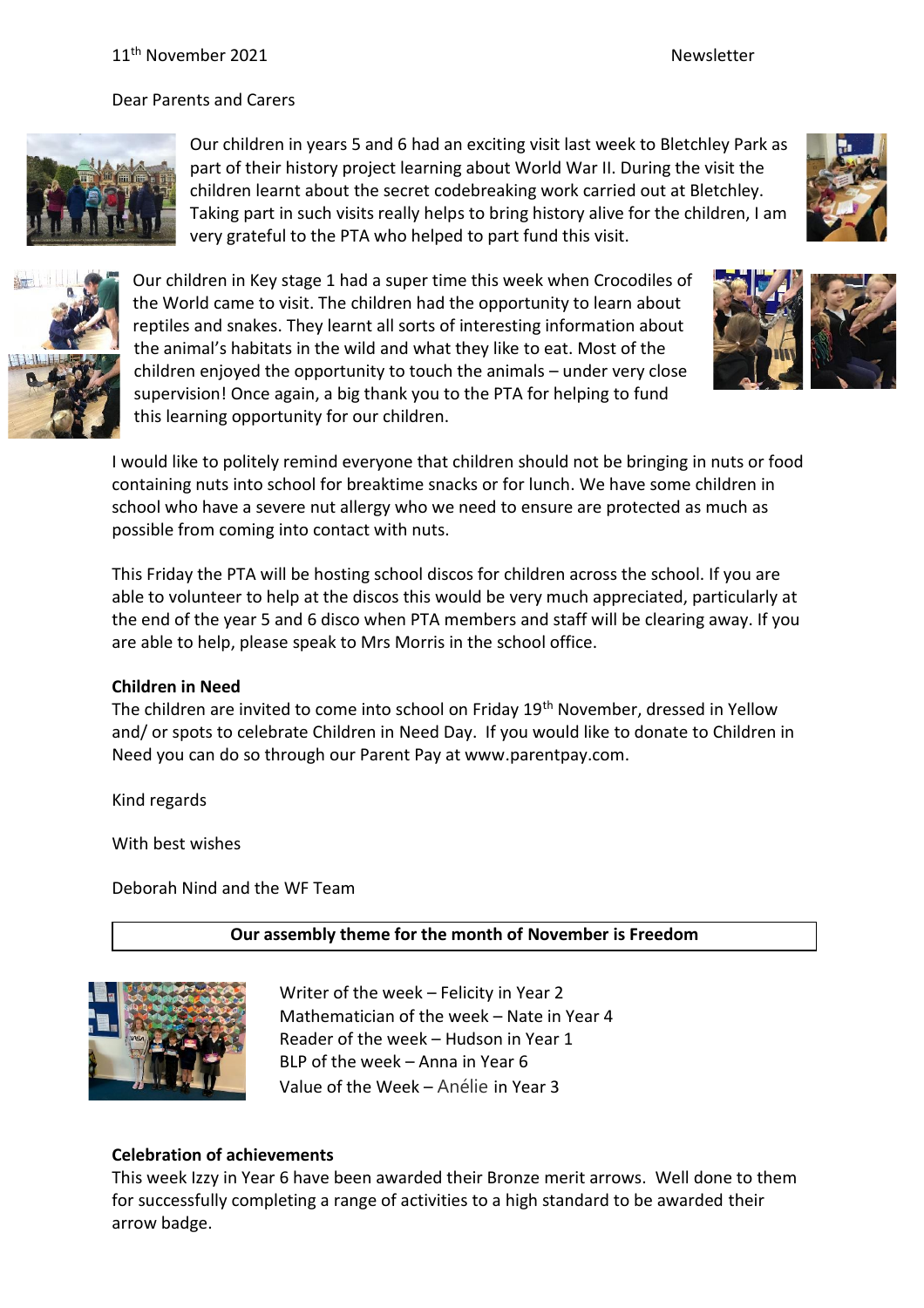11th November 2021 Newsletter

Dear Parents and Carers

Our children in years 5 and 6 had an exciting visit last week to Bletchley Park as part of their history project learning about World War II. During the visit the children learnt about the secret codebreaking work carried out at Bletchley. Taking part in such visits really helps to bring history alive for the children, I am very grateful to the PTA who helped to part fund this visit.

Our children in Key stage 1 had a super time this week when Crocodiles of the World came to visit. The children had the opportunity to learn about reptiles and snakes. They learnt all sorts of interesting information about the animal's habitats in the wild and what they like to eat. Most of the children enjoyed the opportunity to touch the animals – under very close supervision! Once again, a big thank you to the PTA for helping to fund this learning opportunity for our children.

I would like to politely remind everyone that children should not be bringing in nuts or food containing nuts into school for breaktime snacks or for lunch. We have some children in school who have a severe nut allergy who we need to ensure are protected as much as possible from coming into contact with nuts.

This Friday the PTA will be hosting school discos for children across the school. If you are able to volunteer to help at the discos this would be very much appreciated, particularly at the end of the year 5 and 6 disco when PTA members and staff will be clearing away. If you are able to help, please speak to Mrs Morris in the school office.

**Children in Need**

The children are invited to come into school on Friday 19th November, dressed in Yellow and/ or spots to celebrate Children in Need Day. If you would like to donate to Children in Need you can do so through our Parent Pay at www.parentpay.com.

Kind regards

With best wishes

Deborah Nind and the WF Team

**Our assembly theme for the month of November is Freedom**

Writer of the week – Felicity in Year 2
Mathematician of the week – Nate in Year 4
Reader of the week – Hudson in Year 1
BLP of the week – Anna in Year 6
Value of the Week – Anélie in Year 3

**Celebration of achievements**

This week Izzy in Year 6 have been awarded their Bronze merit arrows. Well done to them for successfully completing a range of activities to a high standard to be awarded their arrow badge.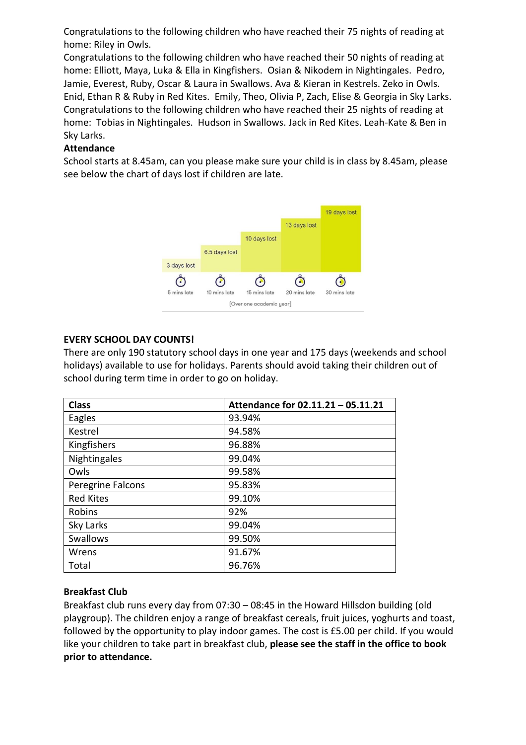Congratulations to the following children who have reached their 75 nights of reading at home: Riley in Owls.

Congratulations to the following children who have reached their 50 nights of reading at home: Elliott, Maya, Luka & Ella in Kingfishers. Osian & Nikodem in Nightingales. Pedro, Jamie, Everest, Ruby, Oscar & Laura in Swallows. Ava & Kieran in Kestrels. Zeko in Owls. Enid, Ethan R & Ruby in Red Kites. Emily, Theo, Olivia P, Zach, Elise & Georgia in Sky Larks.

Congratulations to the following children who have reached their 25 nights of reading at home: Tobias in Nightingales. Hudson in Swallows. Jack in Red Kites. Leah-Kate & Ben in Sky Larks.

**Attendance**

School starts at 8.45am, can you please make sure your child is in class by 8.45am, please see below the chart of days lost if children are late.

| 5 mins late | 10 mins late | 15 mins late | 20 mins late | 30 mins late |
|---|---|---|---|---|
| 3 days lost | 6.5 days lost | 10 days lost | 13 days lost | 19 days lost |

(Over one academic year)

**EVERY SCHOOL DAY COUNTS!**

There are only 190 statutory school days in one year and 175 days (weekends and school holidays) available to use for holidays. Parents should avoid taking their children out of school during term time in order to go on holiday.

| Class | Attendance for 02.11.21 – 05.11.21 |
|---|---|
| Eagles | 93.94% |
| Kestrel | 94.58% |
| Kingfishers | 96.88% |
| Nightingales | 99.04% |
| Owls | 99.58% |
| Peregrine Falcons | 95.83% |
| Red Kites | 99.10% |
| Robins | 92% |
| Sky Larks | 99.04% |
| Swallows | 99.50% |
| Wrens | 91.67% |
| Total | 96.76% |

**Breakfast Club**

Breakfast club runs every day from 07:30 – 08:45 in the Howard Hillsdon building (old playgroup). The children enjoy a range of breakfast cereals, fruit juices, yoghurts and toast, followed by the opportunity to play indoor games. The cost is £5.00 per child. If you would like your children to take part in breakfast club, **please see the staff in the office to book prior to attendance.**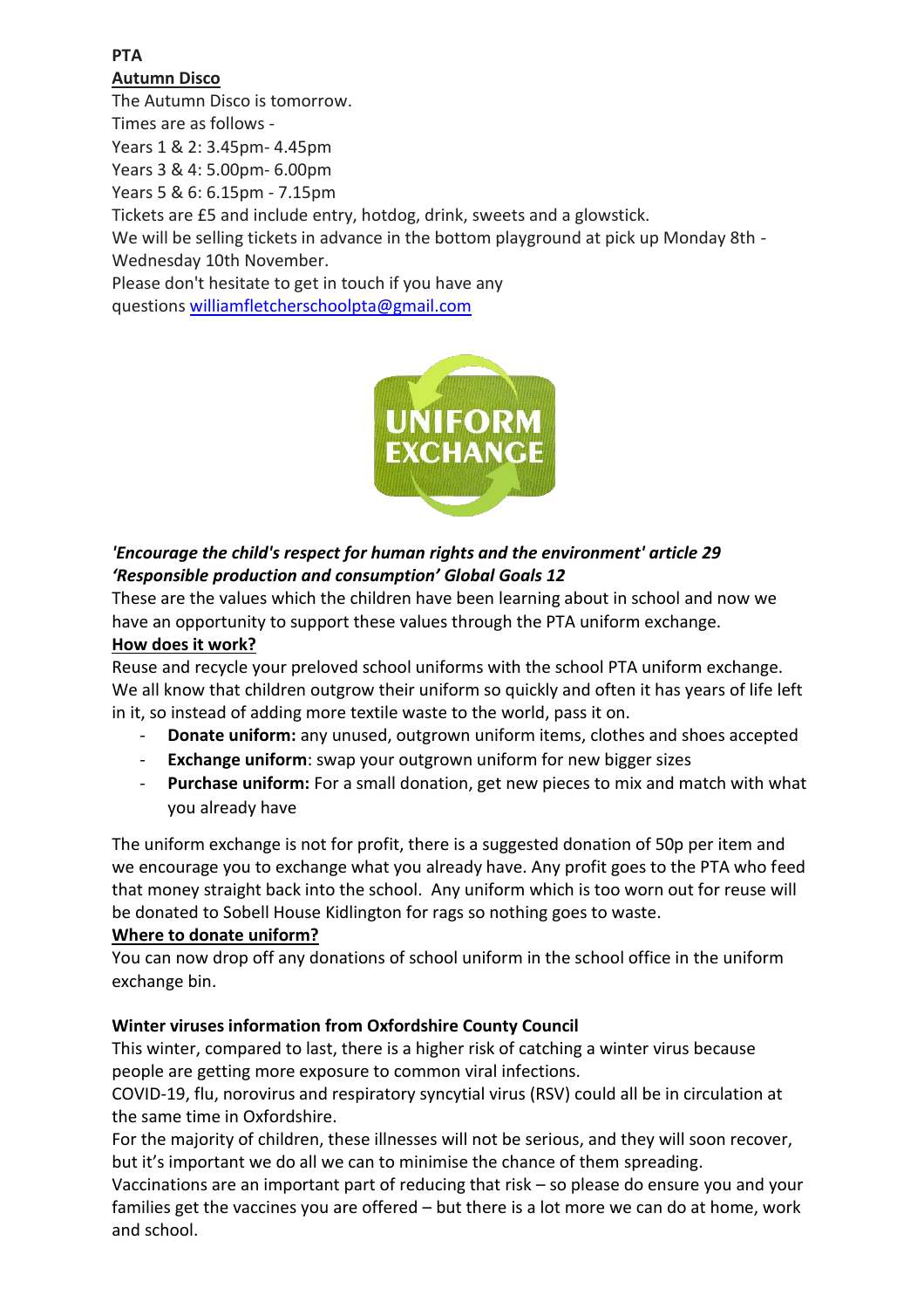**PTA**

**Autumn Disco**

The Autumn Disco is tomorrow.

Times are as follows -

Years 1 & 2: 3.45pm- 4.45pm

Years 3 & 4: 5.00pm- 6.00pm

Years 5 & 6: 6.15pm - 7.15pm

Tickets are £5 and include entry, hotdog, drink, sweets and a glowstick.

We will be selling tickets in advance in the bottom playground at pick up Monday 8th - Wednesday 10th November.

Please don't hesitate to get in touch if you have any questions williamfletcherschoolpta@gmail.com

UNIFORM EXCHANGE

***'Encourage the child's respect for human rights and the environment' article 29***
***'Responsible production and consumption' Global Goals 12***

These are the values which the children have been learning about in school and now we have an opportunity to support these values through the PTA uniform exchange.

**How does it work?**

Reuse and recycle your preloved school uniforms with the school PTA uniform exchange. We all know that children outgrow their uniform so quickly and often it has years of life left in it, so instead of adding more textile waste to the world, pass it on.

- **Donate uniform:** any unused, outgrown uniform items, clothes and shoes accepted
- **Exchange uniform**: swap your outgrown uniform for new bigger sizes
- **Purchase uniform:** For a small donation, get new pieces to mix and match with what you already have

The uniform exchange is not for profit, there is a suggested donation of 50p per item and we encourage you to exchange what you already have. Any profit goes to the PTA who feed that money straight back into the school. Any uniform which is too worn out for reuse will be donated to Sobell House Kidlington for rags so nothing goes to waste.

**Where to donate uniform?**

You can now drop off any donations of school uniform in the school office in the uniform exchange bin.

**Winter viruses information from Oxfordshire County Council**

This winter, compared to last, there is a higher risk of catching a winter virus because people are getting more exposure to common viral infections.

COVID-19, flu, norovirus and respiratory syncytial virus (RSV) could all be in circulation at the same time in Oxfordshire.

For the majority of children, these illnesses will not be serious, and they will soon recover, but it's important we do all we can to minimise the chance of them spreading.

Vaccinations are an important part of reducing that risk – so please do ensure you and your families get the vaccines you are offered – but there is a lot more we can do at home, work and school.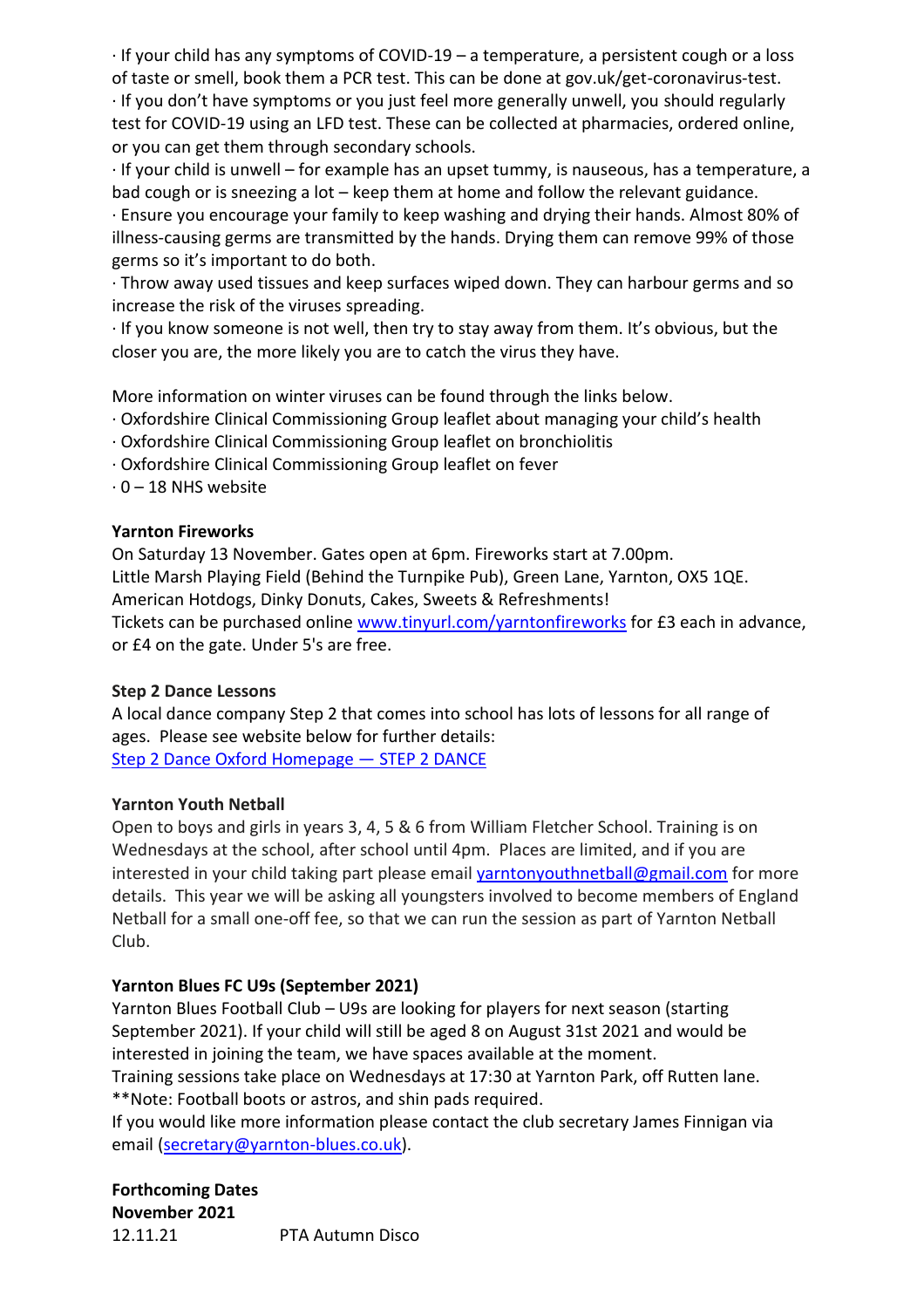· If your child has any symptoms of COVID-19 – a temperature, a persistent cough or a loss of taste or smell, book them a PCR test. This can be done at gov.uk/get-coronavirus-test.
· If you don't have symptoms or you just feel more generally unwell, you should regularly test for COVID-19 using an LFD test. These can be collected at pharmacies, ordered online, or you can get them through secondary schools.
· If your child is unwell – for example has an upset tummy, is nauseous, has a temperature, a bad cough or is sneezing a lot – keep them at home and follow the relevant guidance.
· Ensure you encourage your family to keep washing and drying their hands. Almost 80% of illness-causing germs are transmitted by the hands. Drying them can remove 99% of those germs so it's important to do both.
· Throw away used tissues and keep surfaces wiped down. They can harbour germs and so increase the risk of the viruses spreading.
· If you know someone is not well, then try to stay away from them. It's obvious, but the closer you are, the more likely you are to catch the virus they have.

More information on winter viruses can be found through the links below.
· Oxfordshire Clinical Commissioning Group leaflet about managing your child's health
· Oxfordshire Clinical Commissioning Group leaflet on bronchiolitis
· Oxfordshire Clinical Commissioning Group leaflet on fever
· 0 – 18 NHS website

**Yarnton Fireworks**
On Saturday 13 November. Gates open at 6pm. Fireworks start at 7.00pm.
Little Marsh Playing Field (Behind the Turnpike Pub), Green Lane, Yarnton, OX5 1QE.
American Hotdogs, Dinky Donuts, Cakes, Sweets & Refreshments!
Tickets can be purchased online www.tinyurl.com/yarntonfireworks for £3 each in advance, or £4 on the gate. Under 5's are free.

**Step 2 Dance Lessons**
A local dance company Step 2 that comes into school has lots of lessons for all range of ages. Please see website below for further details:
Step 2 Dance Oxford Homepage — STEP 2 DANCE

**Yarnton Youth Netball**
Open to boys and girls in years 3, 4, 5 & 6 from William Fletcher School. Training is on Wednesdays at the school, after school until 4pm. Places are limited, and if you are interested in your child taking part please email yarntonyouthnetball@gmail.com for more details. This year we will be asking all youngsters involved to become members of England Netball for a small one-off fee, so that we can run the session as part of Yarnton Netball Club.

**Yarnton Blues FC U9s (September 2021)**
Yarnton Blues Football Club – U9s are looking for players for next season (starting September 2021). If your child will still be aged 8 on August 31st 2021 and would be interested in joining the team, we have spaces available at the moment.
Training sessions take place on Wednesdays at 17:30 at Yarnton Park, off Rutten lane.
**Note: Football boots or astros, and shin pads required.
If you would like more information please contact the club secretary James Finnigan via email (secretary@yarnton-blues.co.uk).

**Forthcoming Dates**
**November 2021**

| | |
|---|---|
| 12.11.21 | PTA Autumn Disco |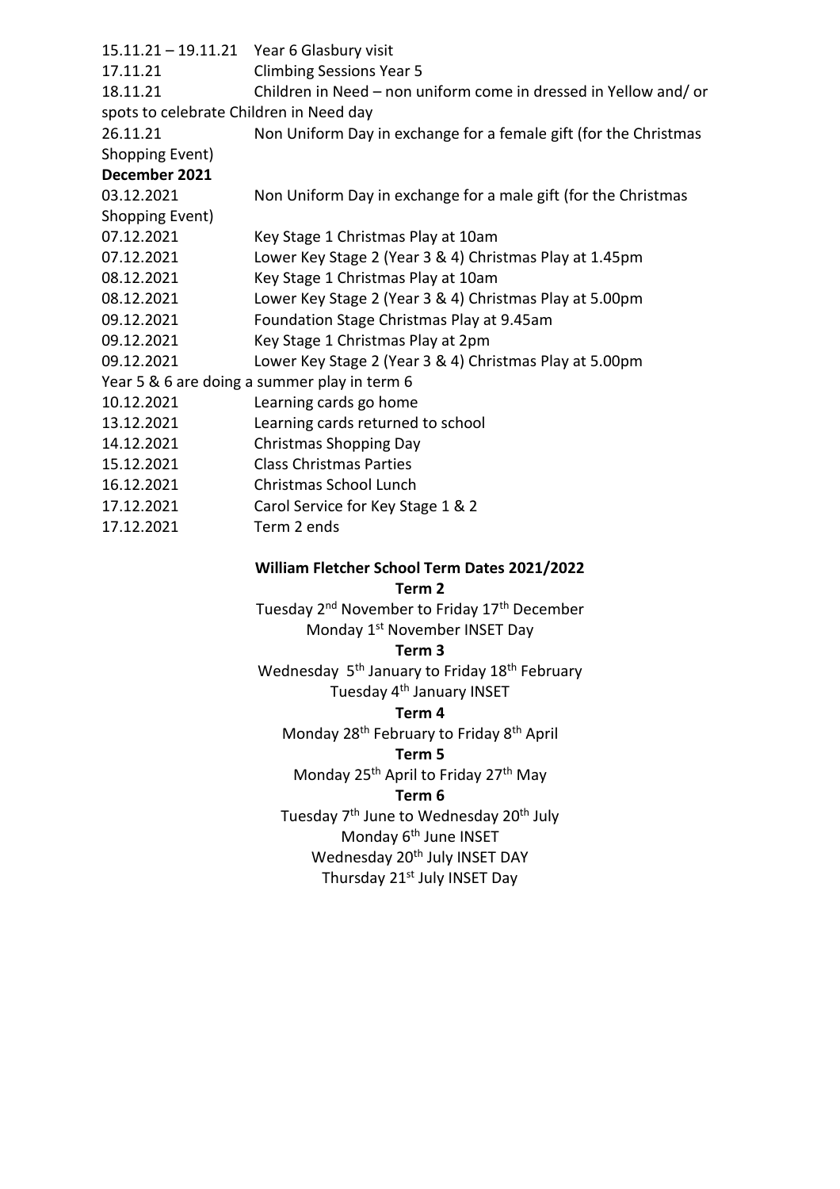| | |
|---|---|
| 15.11.21 – 19.11.21 | Year 6 Glasbury visit |
| 17.11.21 | Climbing Sessions Year 5 |
| 18.11.21 | Children in Need – non uniform come in dressed in Yellow and/ or spots to celebrate Children in Need day |
| 26.11.21 | Non Uniform Day in exchange for a female gift (for the Christmas Shopping Event) |

**December 2021**

| | |
|---|---|
| 03.12.2021 | Non Uniform Day in exchange for a male gift (for the Christmas Shopping Event) |
| 07.12.2021 | Key Stage 1 Christmas Play at 10am |
| 07.12.2021 | Lower Key Stage 2 (Year 3 & 4) Christmas Play at 1.45pm |
| 08.12.2021 | Key Stage 1 Christmas Play at 10am |
| 08.12.2021 | Lower Key Stage 2 (Year 3 & 4) Christmas Play at 5.00pm |
| 09.12.2021 | Foundation Stage Christmas Play at 9.45am |
| 09.12.2021 | Key Stage 1 Christmas Play at 2pm |
| 09.12.2021 | Lower Key Stage 2 (Year 3 & 4) Christmas Play at 5.00pm |

Year 5 & 6 are doing a summer play in term 6

| | |
|---|---|
| 10.12.2021 | Learning cards go home |
| 13.12.2021 | Learning cards returned to school |
| 14.12.2021 | Christmas Shopping Day |
| 15.12.2021 | Class Christmas Parties |
| 16.12.2021 | Christmas School Lunch |
| 17.12.2021 | Carol Service for Key Stage 1 & 2 |
| 17.12.2021 | Term 2 ends |

**William Fletcher School Term Dates 2021/2022**

**Term 2**

Tuesday 2nd November to Friday 17th December

Monday 1st November INSET Day

**Term 3**

Wednesday 5th January to Friday 18th February

Tuesday 4th January INSET

**Term 4**

Monday 28th February to Friday 8th April

**Term 5**

Monday 25th April to Friday 27th May

**Term 6**

Tuesday 7th June to Wednesday 20th July

Monday 6th June INSET

Wednesday 20th July INSET DAY

Thursday 21st July INSET Day